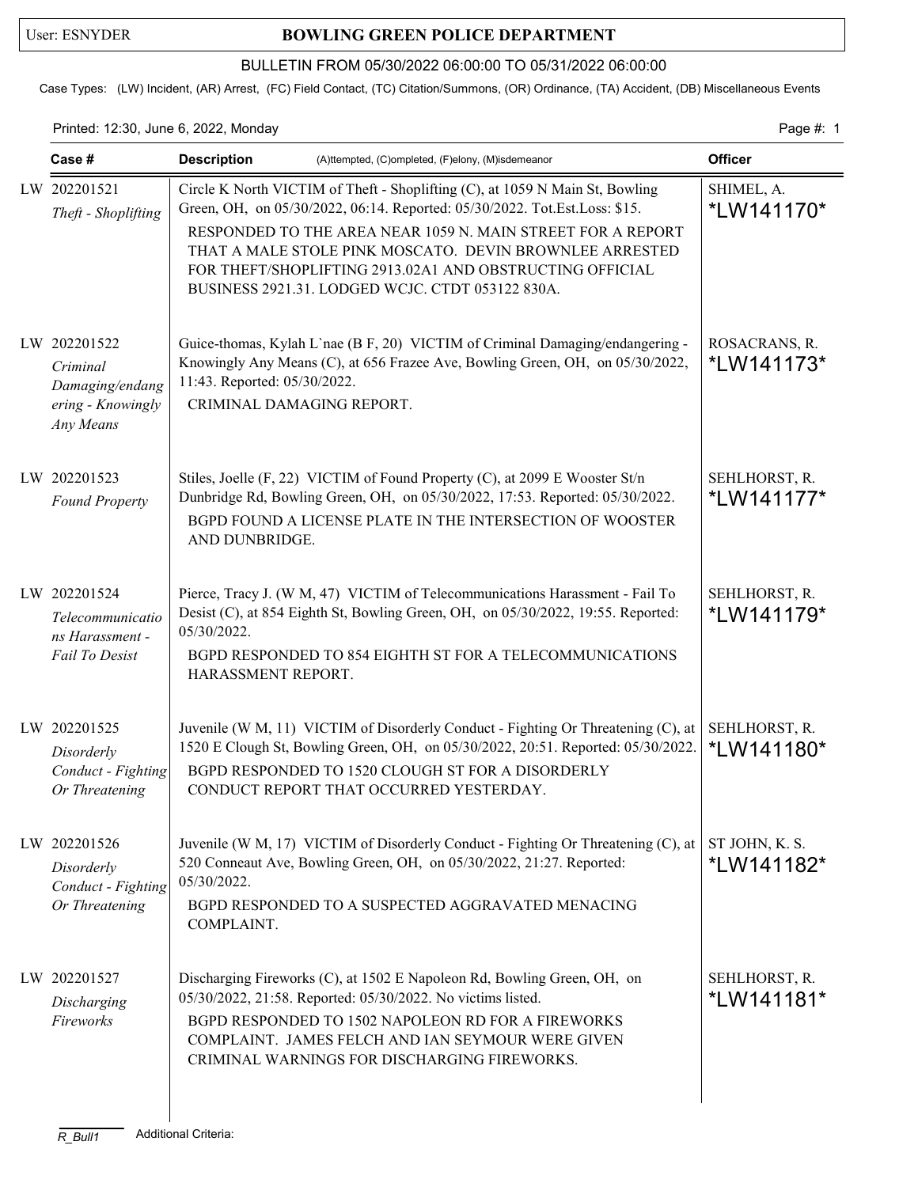User: ESNYDER

# BOWLING GREEN POLICE DEPARTMENT

BULLETIN FROM 05/30/2022 06:00:00 TO 05/31/2022 06:00:00

Case Types: (LW) Incident, (AR) Arrest, (FC) Field Contact, (TC) Citation/Summons, (OR) Ordinance, (TA) Accident, (DB) Miscellaneous Events

Printed: 12:30, June 6, 2022, Monday

| Case # | Description (A)ttempted, (C)ompleted, (F)elony, (M)isdemeanor | Officer |
|---|---|---|
| LW 202201521 *Theft - Shoplifting* | Circle K North VICTIM of Theft - Shoplifting (C), at 1059 N Main St, Bowling Green, OH, on 05/30/2022, 06:14. Reported: 05/30/2022. Tot.Est.Loss: $15. RESPONDED TO THE AREA NEAR 1059 N. MAIN STREET FOR A REPORT THAT A MALE STOLE PINK MOSCATO. DEVIN BROWNLEE ARRESTED FOR THEFT/SHOPLIFTING 2913.02A1 AND OBSTRUCTING OFFICIAL BUSINESS 2921.31. LODGED WCJC. CTDT 053122 830A. | SHIMEL, A. *LW141170* |
| LW 202201522 *Criminal Damaging/endangering - Knowingly Any Means* | Guice-thomas, Kylah L`nae (B F, 20) VICTIM of Criminal Damaging/endangering - Knowingly Any Means (C), at 656 Frazee Ave, Bowling Green, OH, on 05/30/2022, 11:43. Reported: 05/30/2022. CRIMINAL DAMAGING REPORT. | ROSACRANS, R. *LW141173* |
| LW 202201523 *Found Property* | Stiles, Joelle (F, 22) VICTIM of Found Property (C), at 2099 E Wooster St/n Dunbridge Rd, Bowling Green, OH, on 05/30/2022, 17:53. Reported: 05/30/2022. BGPD FOUND A LICENSE PLATE IN THE INTERSECTION OF WOOSTER AND DUNBRIDGE. | SEHLHORST, R. *LW141177* |
| LW 202201524 *Telecommunications Harassment - Fail To Desist* | Pierce, Tracy J. (W M, 47) VICTIM of Telecommunications Harassment - Fail To Desist (C), at 854 Eighth St, Bowling Green, OH, on 05/30/2022, 19:55. Reported: 05/30/2022. BGPD RESPONDED TO 854 EIGHTH ST FOR A TELECOMMUNICATIONS HARASSMENT REPORT. | SEHLHORST, R. *LW141179* |
| LW 202201525 *Disorderly Conduct - Fighting Or Threatening* | Juvenile (W M, 11) VICTIM of Disorderly Conduct - Fighting Or Threatening (C), at 1520 E Clough St, Bowling Green, OH, on 05/30/2022, 20:51. Reported: 05/30/2022. BGPD RESPONDED TO 1520 CLOUGH ST FOR A DISORDERLY CONDUCT REPORT THAT OCCURRED YESTERDAY. | SEHLHORST, R. *LW141180* |
| LW 202201526 *Disorderly Conduct - Fighting Or Threatening* | Juvenile (W M, 17) VICTIM of Disorderly Conduct - Fighting Or Threatening (C), at 520 Conneaut Ave, Bowling Green, OH, on 05/30/2022, 21:27. Reported: 05/30/2022. BGPD RESPONDED TO A SUSPECTED AGGRAVATED MENACING COMPLAINT. | ST JOHN, K. S. *LW141182* |
| LW 202201527 *Discharging Fireworks* | Discharging Fireworks (C), at 1502 E Napoleon Rd, Bowling Green, OH, on 05/30/2022, 21:58. Reported: 05/30/2022. No victims listed. BGPD RESPONDED TO 1502 NAPOLEON RD FOR A FIREWORKS COMPLAINT. JAMES FELCH AND IAN SEYMOUR WERE GIVEN CRIMINAL WARNINGS FOR DISCHARGING FIREWORKS. | SEHLHORST, R. *LW141181* |

R_Bull1 Additional Criteria: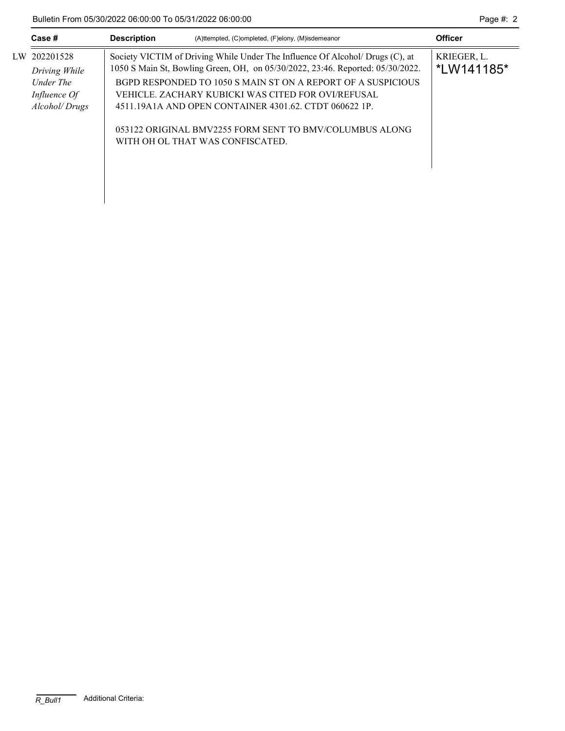| Case # | Description (A)ttempted, (C)ompleted, (F)elony, (M)isdemeanor | Officer |
|---|---|---|
| LW 202201528 *Driving While Under The Influence Of Alcohol/ Drugs* | Society VICTIM of Driving While Under The Influence Of Alcohol/ Drugs (C), at 1050 S Main St, Bowling Green, OH, on 05/30/2022, 23:46. Reported: 05/30/2022. BGPD RESPONDED TO 1050 S MAIN ST ON A REPORT OF A SUSPICIOUS VEHICLE. ZACHARY KUBICKI WAS CITED FOR OVI/REFUSAL 4511.19A1A AND OPEN CONTAINER 4301.62. CTDT 060622 1P. 053122 ORIGINAL BMV2255 FORM SENT TO BMV/COLUMBUS ALONG WITH OH OL THAT WAS CONFISCATED. | KRIEGER, L. *LW141185* |

R_Bull1 Additional Criteria: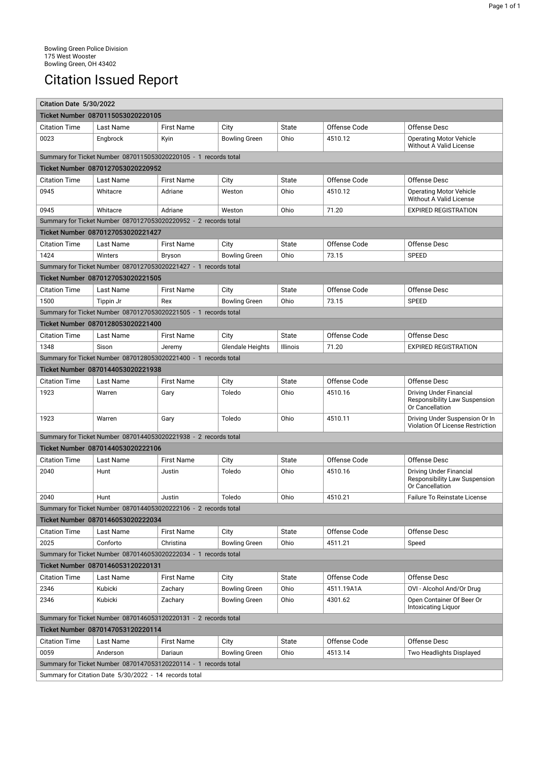Bowling Green Police Division
175 West Wooster
Bowling Green, OH 43402

# Citation Issued Report

| Citation Time | Last Name | First Name | City | State | Offense Code | Offense Desc |
|---|---|---|---|---|---|---|
| **Citation Date 5/30/2022** | | | | | | |
| **Ticket Number 0870115053020220105** | | | | | | |
| 0023 | Engbrock | Kyin | Bowling Green | Ohio | 4510.12 | Operating Motor Vehicle Without A Valid License |
| Summary for Ticket Number 0870115053020220105 - 1 records total | | | | | | |
| **Ticket Number 0870127053020220952** | | | | | | |
| 0945 | Whitacre | Adriane | Weston | Ohio | 4510.12 | Operating Motor Vehicle Without A Valid License |
| 0945 | Whitacre | Adriane | Weston | Ohio | 71.20 | EXPIRED REGISTRATION |
| Summary for Ticket Number 0870127053020220952 - 2 records total | | | | | | |
| **Ticket Number 0870127053020221427** | | | | | | |
| 1424 | Winters | Bryson | Bowling Green | Ohio | 73.15 | SPEED |
| Summary for Ticket Number 0870127053020221427 - 1 records total | | | | | | |
| **Ticket Number 0870127053020221505** | | | | | | |
| 1500 | Tippin Jr | Rex | Bowling Green | Ohio | 73.15 | SPEED |
| Summary for Ticket Number 0870127053020221505 - 1 records total | | | | | | |
| **Ticket Number 0870128053020221400** | | | | | | |
| 1348 | Sison | Jeremy | Glendale Heights | Illinois | 71.20 | EXPIRED REGISTRATION |
| Summary for Ticket Number 0870128053020221400 - 1 records total | | | | | | |
| **Ticket Number 0870144053020221938** | | | | | | |
| 1923 | Warren | Gary | Toledo | Ohio | 4510.16 | Driving Under Financial Responsibility Law Suspension Or Cancellation |
| 1923 | Warren | Gary | Toledo | Ohio | 4510.11 | Driving Under Suspension Or In Violation Of License Restriction |
| Summary for Ticket Number 0870144053020221938 - 2 records total | | | | | | |
| **Ticket Number 0870144053020222106** | | | | | | |
| 2040 | Hunt | Justin | Toledo | Ohio | 4510.16 | Driving Under Financial Responsibility Law Suspension Or Cancellation |
| 2040 | Hunt | Justin | Toledo | Ohio | 4510.21 | Failure To Reinstate License |
| Summary for Ticket Number 0870144053020222106 - 2 records total | | | | | | |
| **Ticket Number 0870146053020222034** | | | | | | |
| 2025 | Conforto | Christina | Bowling Green | Ohio | 4511.21 | Speed |
| Summary for Ticket Number 0870146053020222034 - 1 records total | | | | | | |
| **Ticket Number 0870146053120220131** | | | | | | |
| 2346 | Kubicki | Zachary | Bowling Green | Ohio | 4511.19A1A | OVI - Alcohol And/Or Drug |
| 2346 | Kubicki | Zachary | Bowling Green | Ohio | 4301.62 | Open Container Of Beer Or Intoxicating Liquor |
| Summary for Ticket Number 0870146053120220131 - 2 records total | | | | | | |
| **Ticket Number 0870147053120220114** | | | | | | |
| 0059 | Anderson | Dariaun | Bowling Green | Ohio | 4513.14 | Two Headlights Displayed |
| Summary for Ticket Number 0870147053120220114 - 1 records total | | | | | | |
| Summary for Citation Date 5/30/2022 - 14 records total | | | | | | |